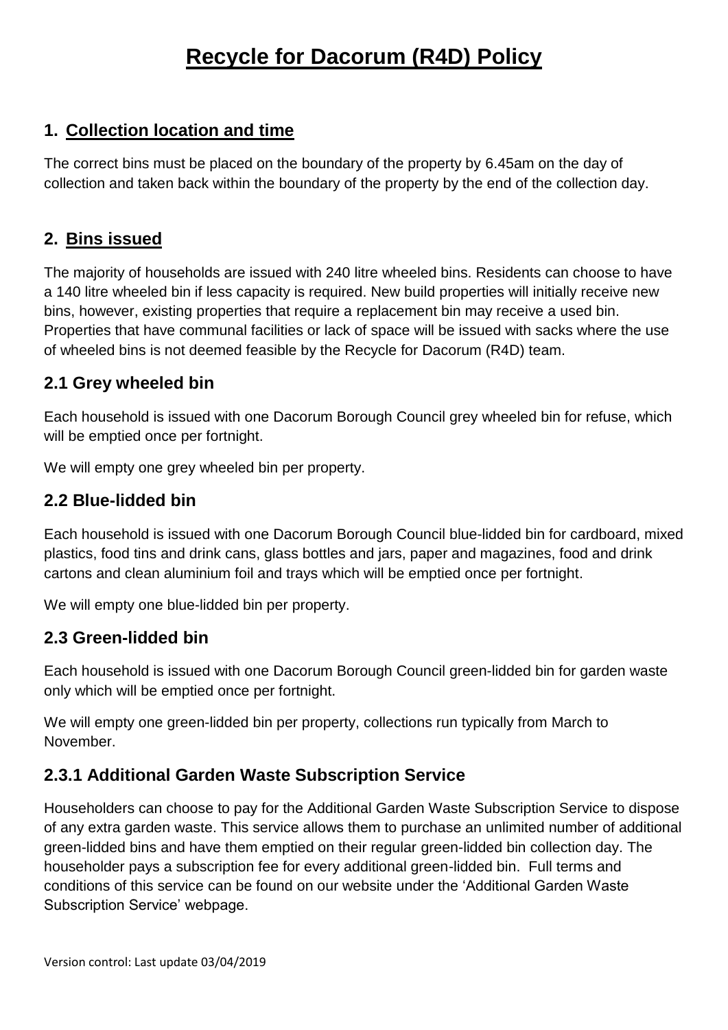# Recycle for Dacorum (R4D) Policy

## 1. Collection location and time

The correct bins must be placed on the boundary of the property by 6.45am on the day of collection and taken back within the boundary of the property by the end of the collection day.

## 2. Bins issued

The majority of households are issued with 240 litre wheeled bins. Residents can choose to have a 140 litre wheeled bin if less capacity is required. New build properties will initially receive new bins, however, existing properties that require a replacement bin may receive a used bin. Properties that have communal facilities or lack of space will be issued with sacks where the use of wheeled bins is not deemed feasible by the Recycle for Dacorum (R4D) team.

### 2.1 Grey wheeled bin

Each household is issued with one Dacorum Borough Council grey wheeled bin for refuse, which will be emptied once per fortnight.

We will empty one grey wheeled bin per property.

### 2.2 Blue-lidded bin

Each household is issued with one Dacorum Borough Council blue-lidded bin for cardboard, mixed plastics, food tins and drink cans, glass bottles and jars, paper and magazines, food and drink cartons and clean aluminium foil and trays which will be emptied once per fortnight.

We will empty one blue-lidded bin per property.

### 2.3 Green-lidded bin

Each household is issued with one Dacorum Borough Council green-lidded bin for garden waste only which will be emptied once per fortnight.

We will empty one green-lidded bin per property, collections run typically from March to November.

### 2.3.1 Additional Garden Waste Subscription Service

Householders can choose to pay for the Additional Garden Waste Subscription Service to dispose of any extra garden waste. This service allows them to purchase an unlimited number of additional green-lidded bins and have them emptied on their regular green-lidded bin collection day. The householder pays a subscription fee for every additional green-lidded bin. Full terms and conditions of this service can be found on our website under the 'Additional Garden Waste Subscription Service' webpage.

Version control: Last update 03/04/2019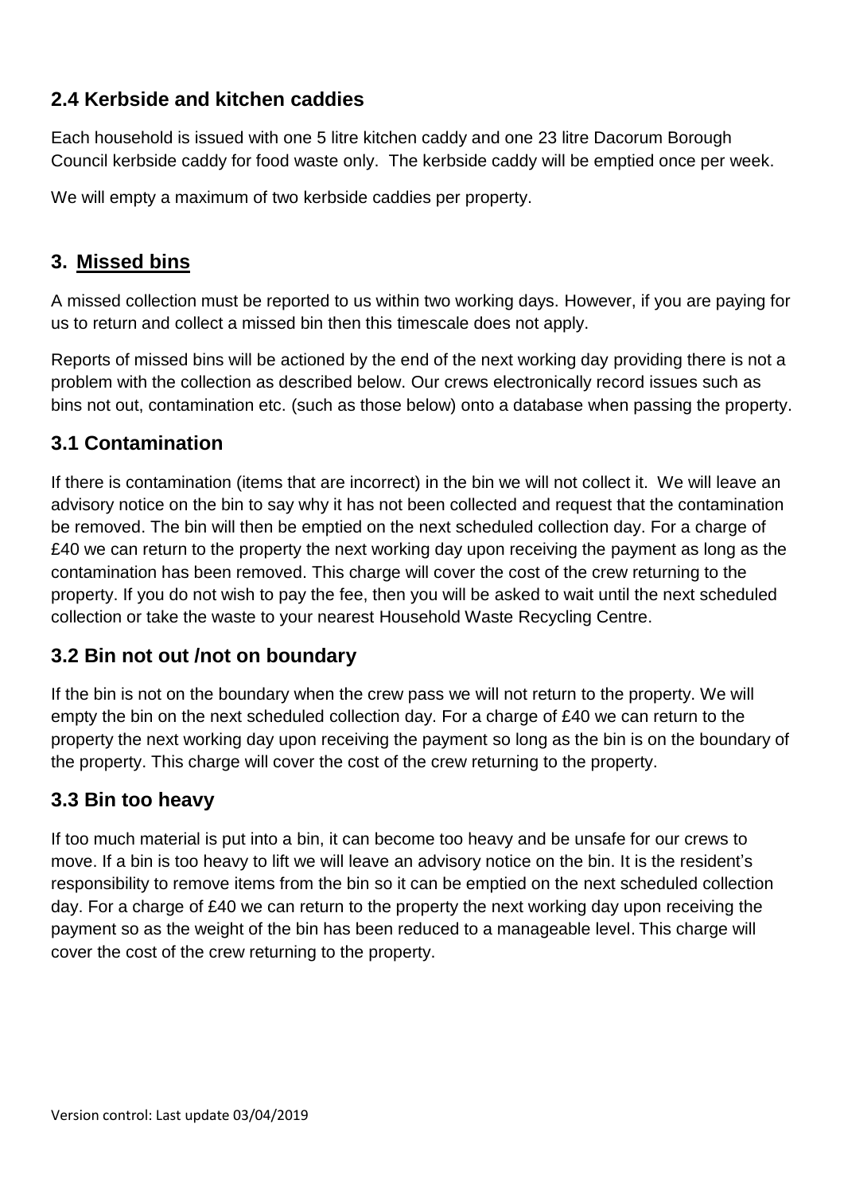## 2.4 Kerbside and kitchen caddies

Each household is issued with one 5 litre kitchen caddy and one 23 litre Dacorum Borough Council kerbside caddy for food waste only. The kerbside caddy will be emptied once per week.

We will empty a maximum of two kerbside caddies per property.

## 3. Missed bins

A missed collection must be reported to us within two working days. However, if you are paying for us to return and collect a missed bin then this timescale does not apply.

Reports of missed bins will be actioned by the end of the next working day providing there is not a problem with the collection as described below. Our crews electronically record issues such as bins not out, contamination etc. (such as those below) onto a database when passing the property.

## 3.1 Contamination

If there is contamination (items that are incorrect) in the bin we will not collect it. We will leave an advisory notice on the bin to say why it has not been collected and request that the contamination be removed. The bin will then be emptied on the next scheduled collection day. For a charge of £40 we can return to the property the next working day upon receiving the payment as long as the contamination has been removed. This charge will cover the cost of the crew returning to the property. If you do not wish to pay the fee, then you will be asked to wait until the next scheduled collection or take the waste to your nearest Household Waste Recycling Centre.

## 3.2 Bin not out /not on boundary

If the bin is not on the boundary when the crew pass we will not return to the property. We will empty the bin on the next scheduled collection day. For a charge of £40 we can return to the property the next working day upon receiving the payment so long as the bin is on the boundary of the property. This charge will cover the cost of the crew returning to the property.

## 3.3 Bin too heavy

If too much material is put into a bin, it can become too heavy and be unsafe for our crews to move. If a bin is too heavy to lift we will leave an advisory notice on the bin. It is the resident's responsibility to remove items from the bin so it can be emptied on the next scheduled collection day. For a charge of £40 we can return to the property the next working day upon receiving the payment so as the weight of the bin has been reduced to a manageable level. This charge will cover the cost of the crew returning to the property.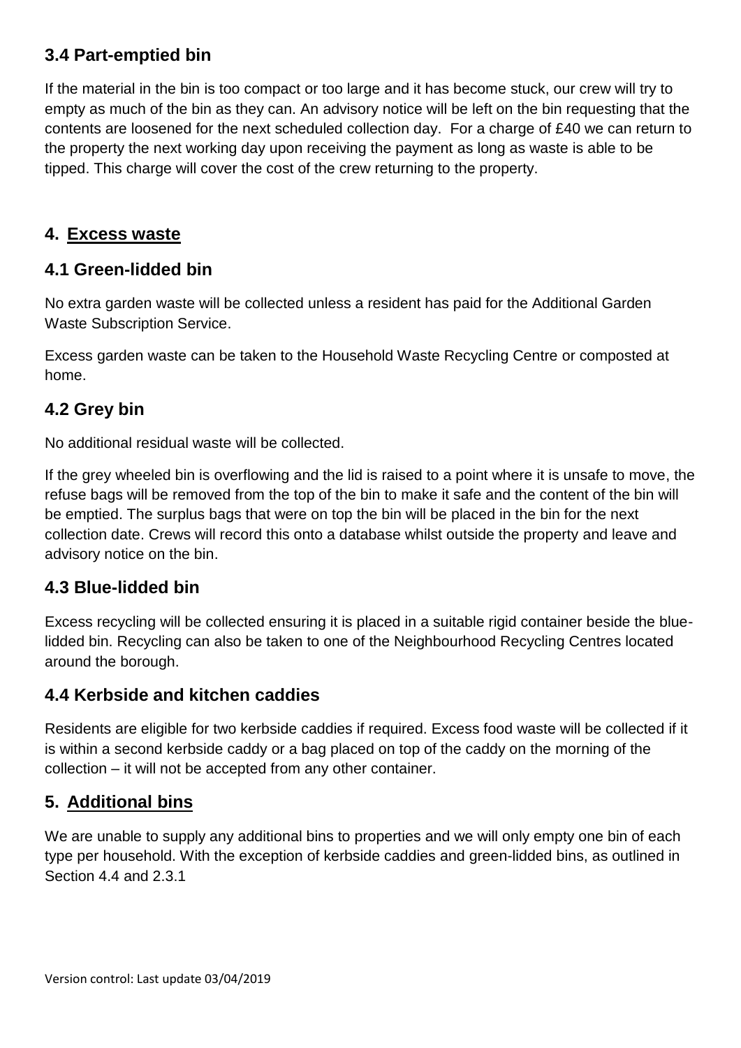### 3.4 Part-emptied bin

If the material in the bin is too compact or too large and it has become stuck, our crew will try to empty as much of the bin as they can. An advisory notice will be left on the bin requesting that the contents are loosened for the next scheduled collection day. For a charge of £40 we can return to the property the next working day upon receiving the payment as long as waste is able to be tipped. This charge will cover the cost of the crew returning to the property.

## 4. Excess waste

### 4.1 Green-lidded bin

No extra garden waste will be collected unless a resident has paid for the Additional Garden Waste Subscription Service.

Excess garden waste can be taken to the Household Waste Recycling Centre or composted at home.

### 4.2 Grey bin

No additional residual waste will be collected.

If the grey wheeled bin is overflowing and the lid is raised to a point where it is unsafe to move, the refuse bags will be removed from the top of the bin to make it safe and the content of the bin will be emptied. The surplus bags that were on top the bin will be placed in the bin for the next collection date. Crews will record this onto a database whilst outside the property and leave and advisory notice on the bin.

### 4.3 Blue-lidded bin

Excess recycling will be collected ensuring it is placed in a suitable rigid container beside the blue-lidded bin. Recycling can also be taken to one of the Neighbourhood Recycling Centres located around the borough.

### 4.4 Kerbside and kitchen caddies

Residents are eligible for two kerbside caddies if required. Excess food waste will be collected if it is within a second kerbside caddy or a bag placed on top of the caddy on the morning of the collection – it will not be accepted from any other container.

## 5. Additional bins

We are unable to supply any additional bins to properties and we will only empty one bin of each type per household. With the exception of kerbside caddies and green-lidded bins, as outlined in Section 4.4 and 2.3.1

Version control: Last update 03/04/2019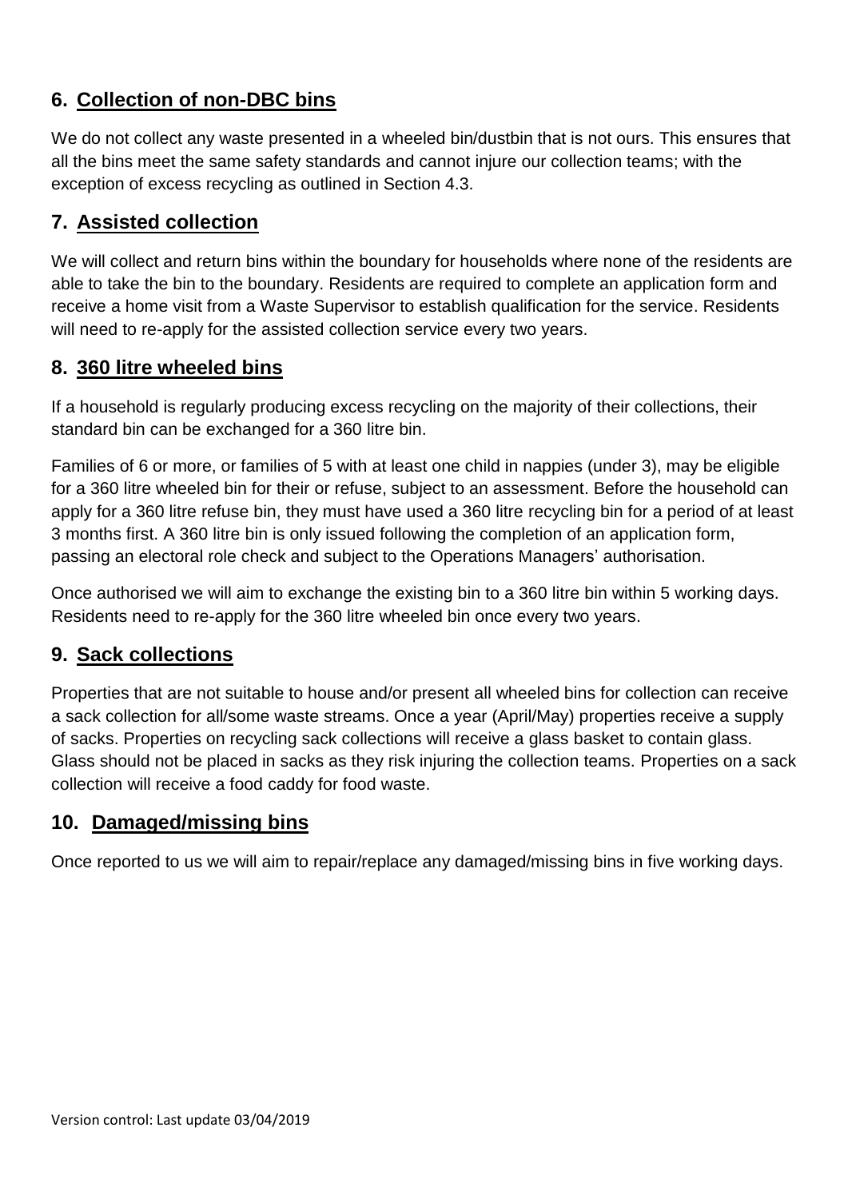## 6. Collection of non-DBC bins

We do not collect any waste presented in a wheeled bin/dustbin that is not ours. This ensures that all the bins meet the same safety standards and cannot injure our collection teams; with the exception of excess recycling as outlined in Section 4.3.

## 7. Assisted collection

We will collect and return bins within the boundary for households where none of the residents are able to take the bin to the boundary. Residents are required to complete an application form and receive a home visit from a Waste Supervisor to establish qualification for the service. Residents will need to re-apply for the assisted collection service every two years.

## 8. 360 litre wheeled bins

If a household is regularly producing excess recycling on the majority of their collections, their standard bin can be exchanged for a 360 litre bin.

Families of 6 or more, or families of 5 with at least one child in nappies (under 3), may be eligible for a 360 litre wheeled bin for their or refuse, subject to an assessment. Before the household can apply for a 360 litre refuse bin, they must have used a 360 litre recycling bin for a period of at least 3 months first. A 360 litre bin is only issued following the completion of an application form, passing an electoral role check and subject to the Operations Managers' authorisation.

Once authorised we will aim to exchange the existing bin to a 360 litre bin within 5 working days. Residents need to re-apply for the 360 litre wheeled bin once every two years.

## 9. Sack collections

Properties that are not suitable to house and/or present all wheeled bins for collection can receive a sack collection for all/some waste streams. Once a year (April/May) properties receive a supply of sacks. Properties on recycling sack collections will receive a glass basket to contain glass. Glass should not be placed in sacks as they risk injuring the collection teams. Properties on a sack collection will receive a food caddy for food waste.

## 10. Damaged/missing bins

Once reported to us we will aim to repair/replace any damaged/missing bins in five working days.

Version control: Last update 03/04/2019